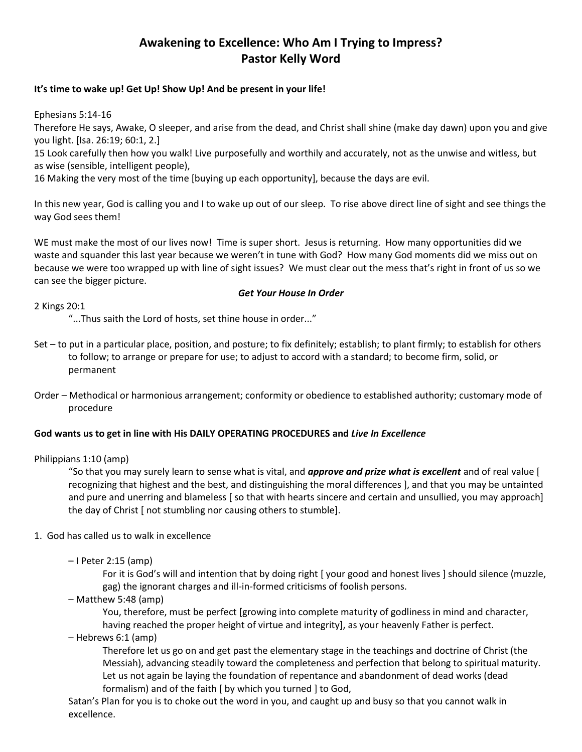# Awakening to Excellence: Who Am I Trying to Impress?
# Pastor Kelly Word

**It's time to wake up! Get Up! Show Up! And be present in your life!**

Ephesians 5:14-16
Therefore He says, Awake, O sleeper, and arise from the dead, and Christ shall shine (make day dawn) upon you and give you light. [Isa. 26:19; 60:1, 2.]
15 Look carefully then how you walk! Live purposefully and worthily and accurately, not as the unwise and witless, but as wise (sensible, intelligent people),
16 Making the very most of the time [buying up each opportunity], because the days are evil.

In this new year, God is calling you and I to wake up out of our sleep. To rise above direct line of sight and see things the way God sees them!

WE must make the most of our lives now! Time is super short. Jesus is returning. How many opportunities did we waste and squander this last year because we weren't in tune with God? How many God moments did we miss out on because we were too wrapped up with line of sight issues? We must clear out the mess that's right in front of us so we can see the bigger picture.

***Get Your House In Order***

2 Kings 20:1
> "...Thus saith the Lord of hosts, set thine house in order..."

Set – to put in a particular place, position, and posture; to fix definitely; establish; to plant firmly; to establish for others to follow; to arrange or prepare for use; to adjust to accord with a standard; to become firm, solid, or permanent

Order – Methodical or harmonious arrangement; conformity or obedience to established authority; customary mode of procedure

**God wants us to get in line with His DAILY OPERATING PROCEDURES and *Live In Excellence***

Philippians 1:10 (amp)
> "So that you may surely learn to sense what is vital, and ***approve and prize what is excellent*** and of real value [ recognizing that highest and the best, and distinguishing the moral differences ], and that you may be untainted and pure and unerring and blameless [ so that with hearts sincere and certain and unsullied, you may approach] the day of Christ [ not stumbling nor causing others to stumble].

1. God has called us to walk in excellence

   – I Peter 2:15 (amp)
   > For it is God's will and intention that by doing right [ your good and honest lives ] should silence (muzzle, gag) the ignorant charges and ill-in-formed criticisms of foolish persons.

   – Matthew 5:48 (amp)
   > You, therefore, must be perfect [growing into complete maturity of godliness in mind and character, having reached the proper height of virtue and integrity], as your heavenly Father is perfect.

   – Hebrews 6:1 (amp)
   > Therefore let us go on and get past the elementary stage in the teachings and doctrine of Christ (the Messiah), advancing steadily toward the completeness and perfection that belong to spiritual maturity. Let us not again be laying the foundation of repentance and abandonment of dead works (dead formalism) and of the faith [ by which you turned ] to God,

   Satan's Plan for you is to choke out the word in you, and caught up and busy so that you cannot walk in excellence.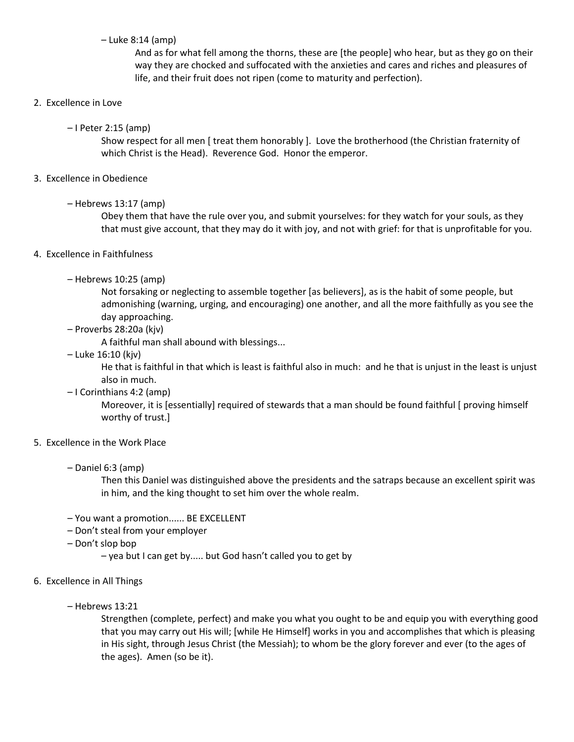– Luke 8:14 (amp)

And as for what fell among the thorns, these are [the people] who hear, but as they go on their way they are chocked and suffocated with the anxieties and cares and riches and pleasures of life, and their fruit does not ripen (come to maturity and perfection).

2. Excellence in Love

– I Peter 2:15 (amp)

Show respect for all men [ treat them honorably ]. Love the brotherhood (the Christian fraternity of which Christ is the Head). Reverence God. Honor the emperor.

3. Excellence in Obedience

– Hebrews 13:17 (amp)

Obey them that have the rule over you, and submit yourselves: for they watch for your souls, as they that must give account, that they may do it with joy, and not with grief: for that is unprofitable for you.

4. Excellence in Faithfulness

– Hebrews 10:25 (amp)

Not forsaking or neglecting to assemble together [as believers], as is the habit of some people, but admonishing (warning, urging, and encouraging) one another, and all the more faithfully as you see the day approaching.

– Proverbs 28:20a (kjv)

A faithful man shall abound with blessings...

– Luke 16:10 (kjv)

He that is faithful in that which is least is faithful also in much: and he that is unjust in the least is unjust also in much.

– I Corinthians 4:2 (amp)

Moreover, it is [essentially] required of stewards that a man should be found faithful [ proving himself worthy of trust.]

5. Excellence in the Work Place

– Daniel 6:3 (amp)

Then this Daniel was distinguished above the presidents and the satraps because an excellent spirit was in him, and the king thought to set him over the whole realm.

– You want a promotion...... BE EXCELLENT

– Don't steal from your employer

– Don't slop bop

– yea but I can get by..... but God hasn't called you to get by

6. Excellence in All Things

– Hebrews 13:21

Strengthen (complete, perfect) and make you what you ought to be and equip you with everything good that you may carry out His will; [while He Himself] works in you and accomplishes that which is pleasing in His sight, through Jesus Christ (the Messiah); to whom be the glory forever and ever (to the ages of the ages). Amen (so be it).